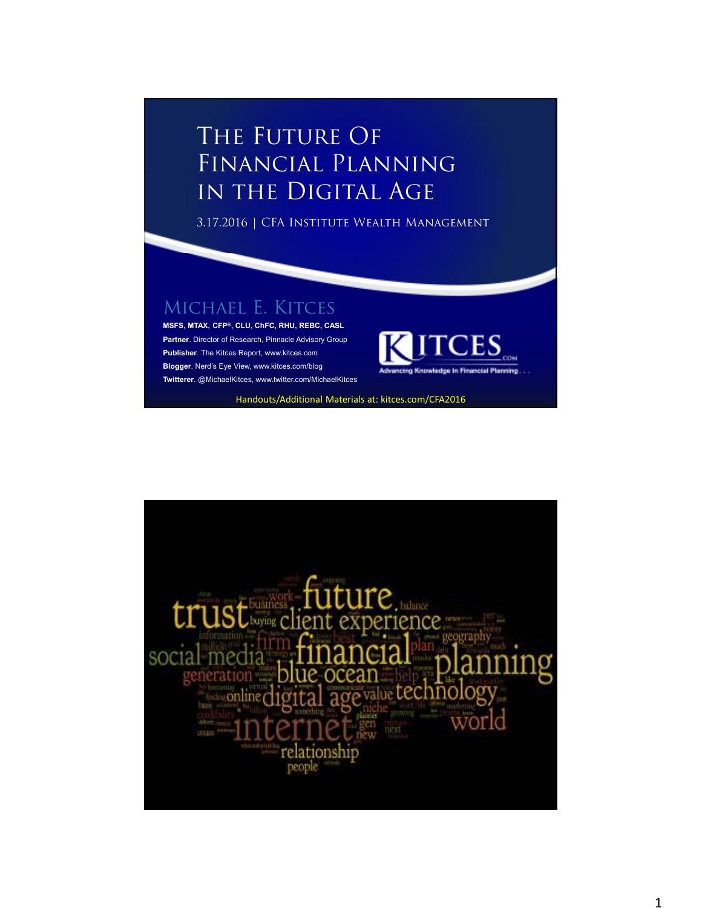# The Future Of Financial Planning in the Digital Age

3.17.2016 | CFA Institute Wealth Management

## Michael E. Kitces

**MSFS, MTAX, CFP®, CLU, ChFC, RHU, REBC, CASL**

**Partner**. Director of Research, Pinnacle Advisory Group

**Publisher**. The Kitces Report, www.kitces.com

**Blogger**. Nerd's Eye View, www.kitces.com/blog

**Twitterer**. @MichaelKitces, www.twitter.com/MichaelKitces

KITCES.COM — Advancing Knowledge In Financial Planning...

Handouts/Additional Materials at: kitces.com/CFA2016

trust future client experience financial planning social media generation blue ocean technology digital age internet online value niche world relationship people business firm geography plan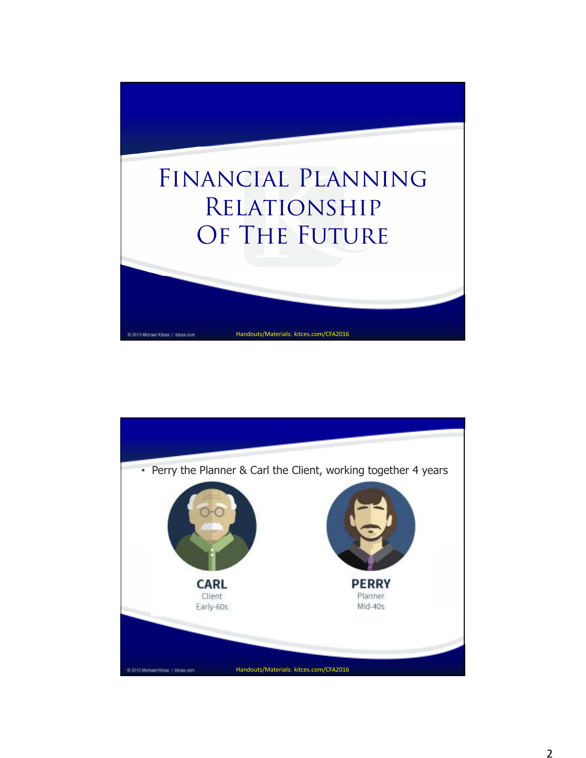# Financial Planning Relationship Of The Future

Handouts/Materials: kitces.com/CFA2016

---

- Perry the Planner & Carl the Client, working together 4 years

**CARL**
Client
Early-60s

**PERRY**
Planner
Mid-40s

Handouts/Materials: kitces.com/CFA2016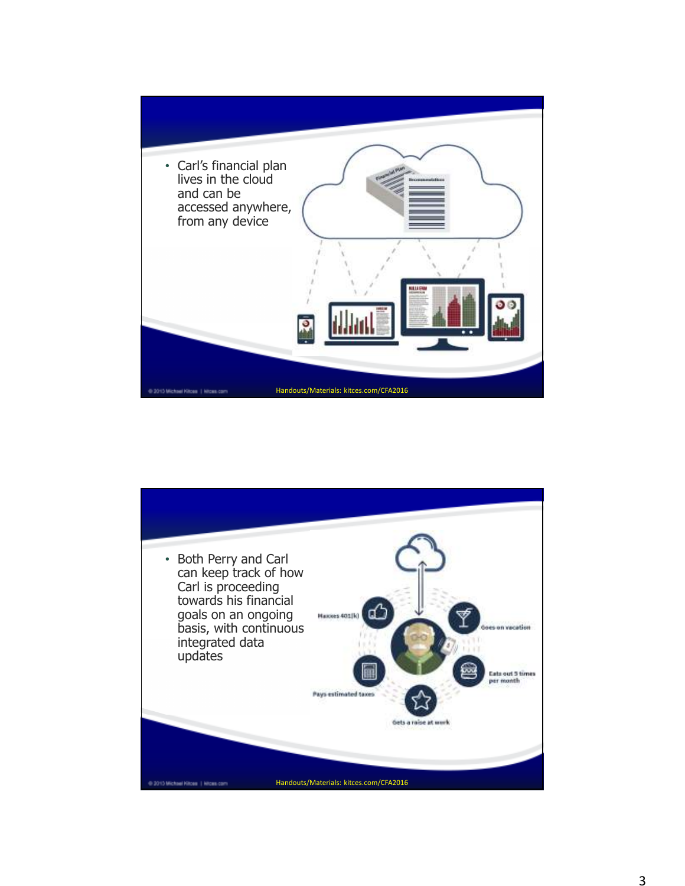- Carl's financial plan lives in the cloud and can be accessed anywhere, from any device

Handouts/Materials: kitces.com/CFA2016

- Both Perry and Carl can keep track of how Carl is proceeding towards his financial goals on an ongoing basis, with continuous integrated data updates

Maxes 401(k)

Goes on vacation

Eats out 5 times per month

Pays estimated taxes

Gets a raise at work

Handouts/Materials: kitces.com/CFA2016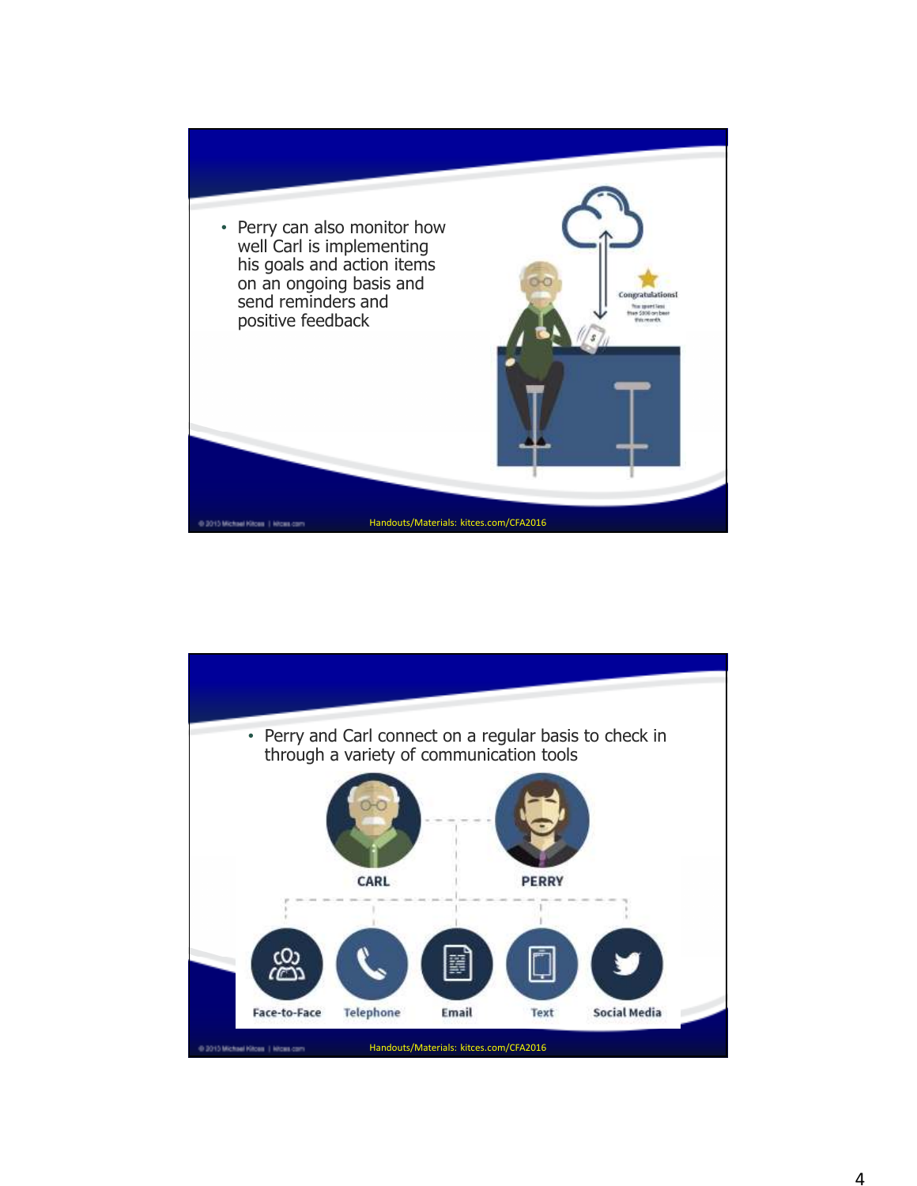- Perry can also monitor how well Carl is implementing his goals and action items on an ongoing basis and send reminders and positive feedback

Handouts/Materials: kitces.com/CFA2016

- Perry and Carl connect on a regular basis to check in through a variety of communication tools

CARL

PERRY

Face-to-Face | Telephone | Email | Text | Social Media

Handouts/Materials: kitces.com/CFA2016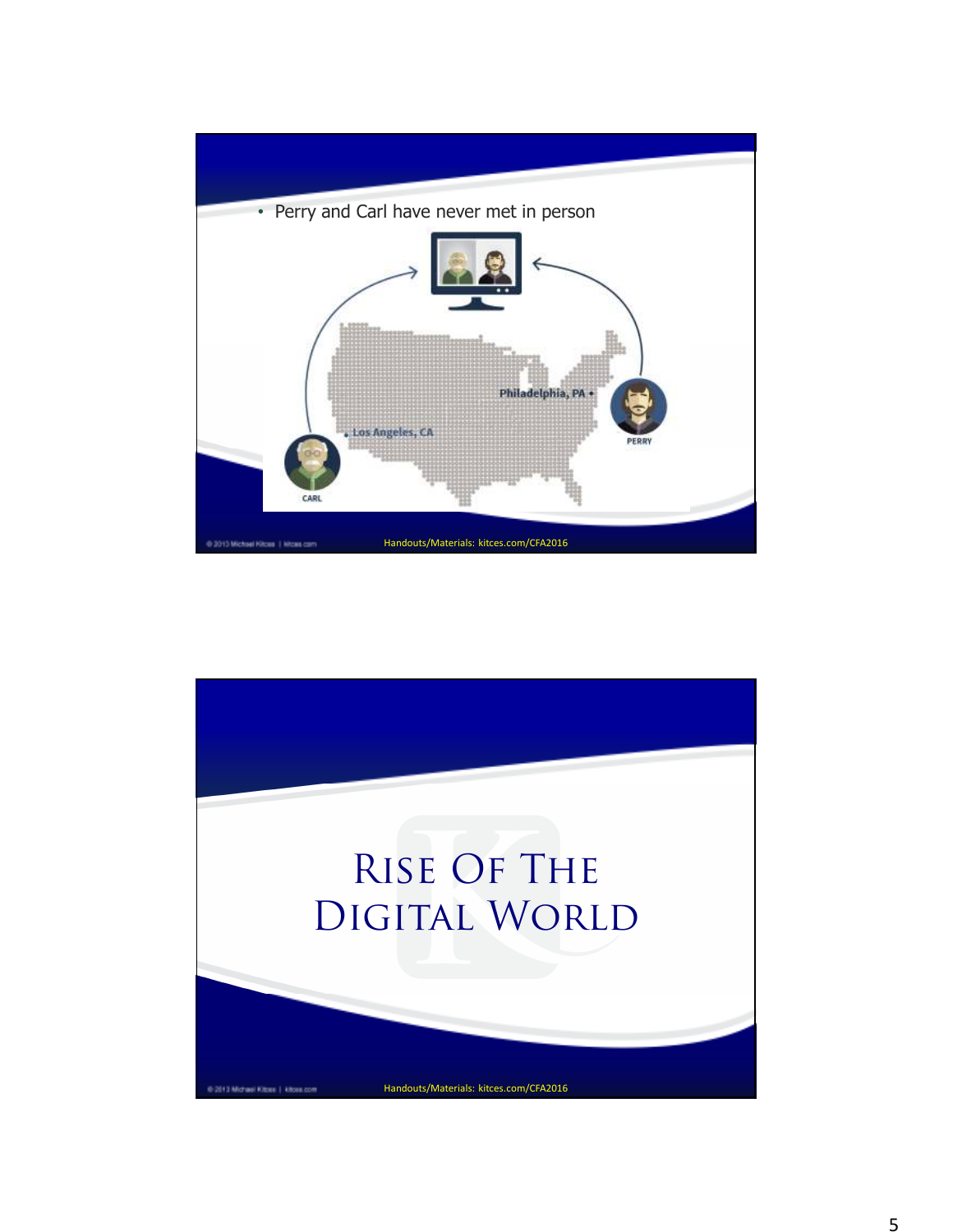- Perry and Carl have never met in person

Philadelphia, PA

Los Angeles, CA

PERRY

CARL

Handouts/Materials: kitces.com/CFA2016

# Rise Of The Digital World

Handouts/Materials: kitces.com/CFA2016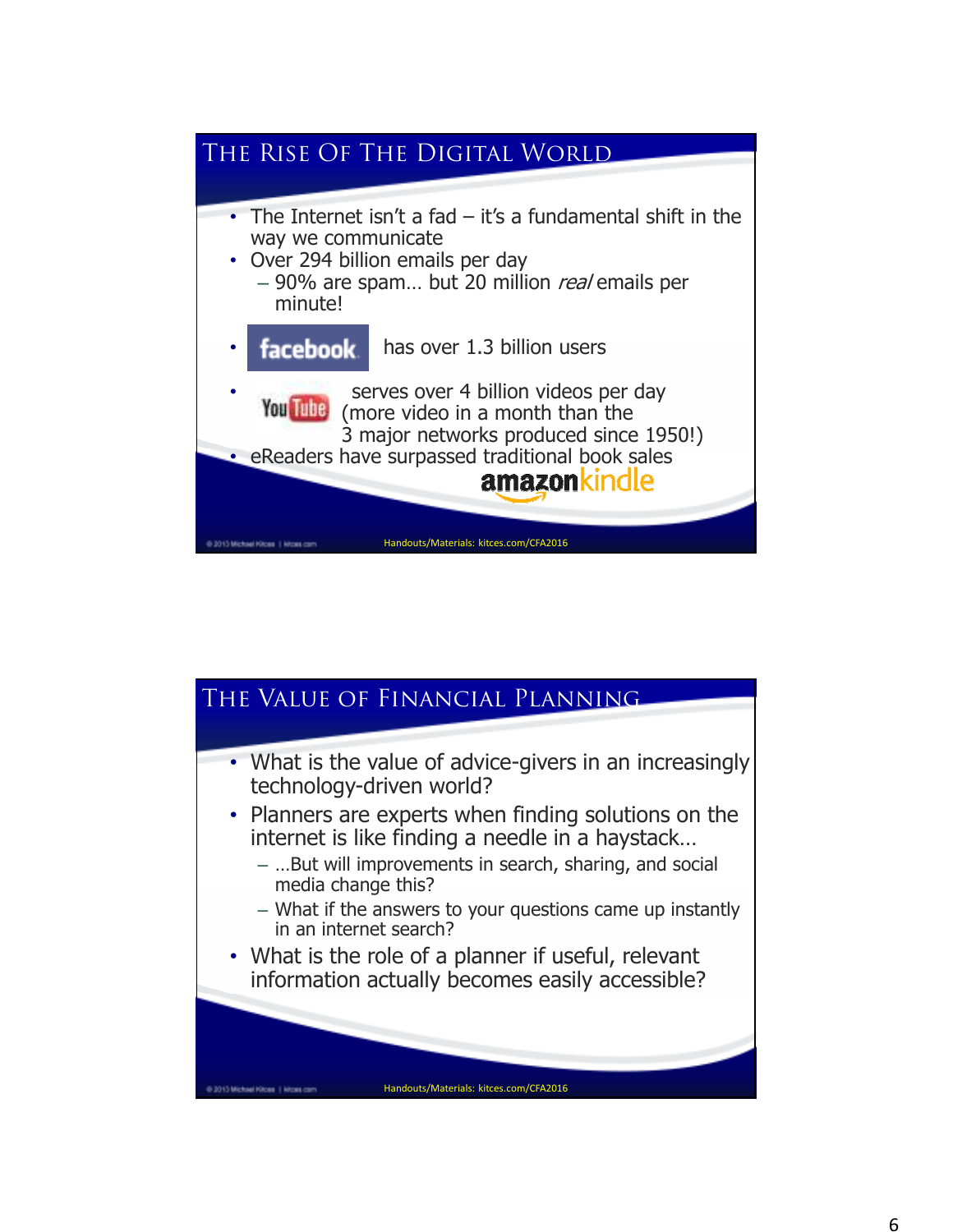## The Rise Of The Digital World

- The Internet isn't a fad – it's a fundamental shift in the way we communicate
- Over 294 billion emails per day
  - 90% are spam… but 20 million *real* emails per minute!
- facebook has over 1.3 billion users
- YouTube serves over 4 billion videos per day (more video in a month than the 3 major networks produced since 1950!)
- eReaders have surpassed traditional book sales

amazonkindle

Handouts/Materials: kitces.com/CFA2016

## The Value of Financial Planning

- What is the value of advice-givers in an increasingly technology-driven world?
- Planners are experts when finding solutions on the internet is like finding a needle in a haystack…
  - …But will improvements in search, sharing, and social media change this?
  - What if the answers to your questions came up instantly in an internet search?
- What is the role of a planner if useful, relevant information actually becomes easily accessible?

Handouts/Materials: kitces.com/CFA2016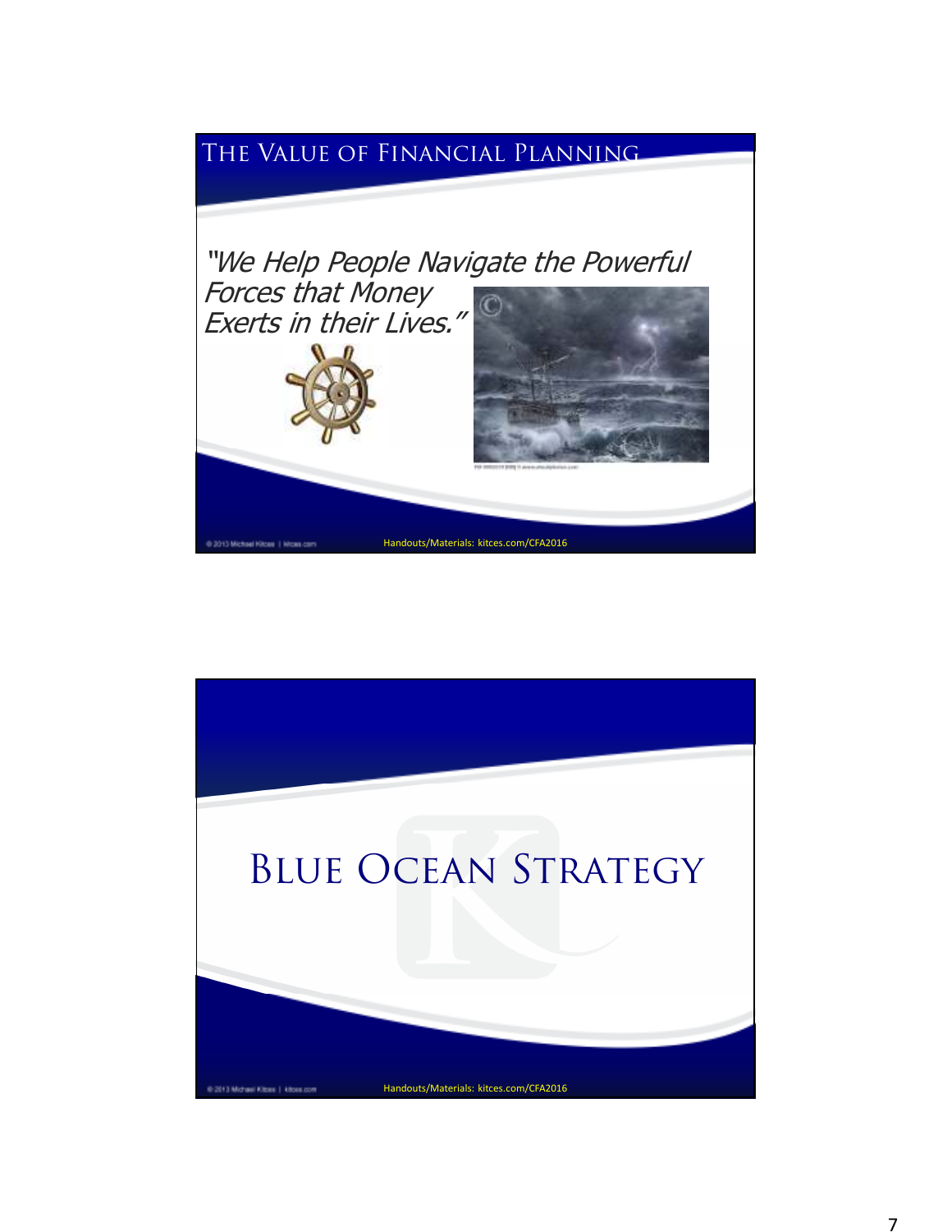## The Value of Financial Planning

*"We Help People Navigate the Powerful Forces that Money Exerts in their Lives."*

Handouts/Materials: kitces.com/CFA2016

## Blue Ocean Strategy

Handouts/Materials: kitces.com/CFA2016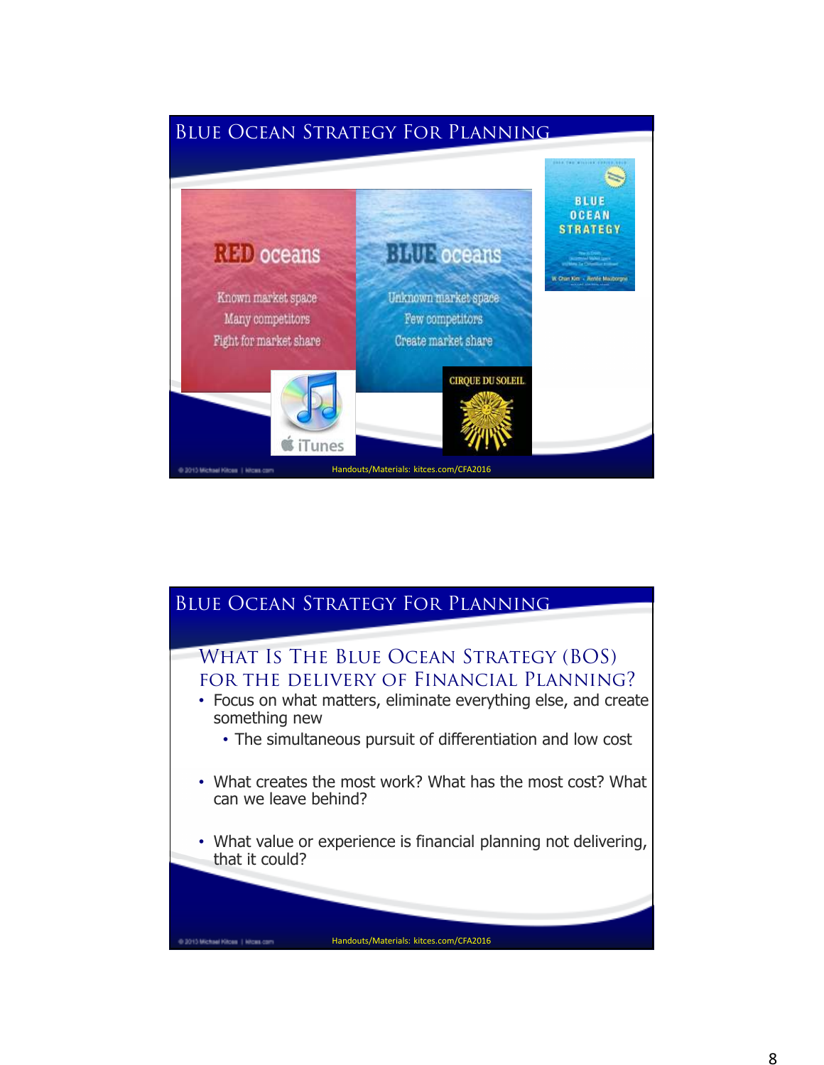## Blue Ocean Strategy For Planning

**RED oceans**

Known market space
Many competitors
Fight for market share

**BLUE oceans**

Unknown market space
Few competitors
Create market share

Handouts/Materials: kitces.com/CFA2016

## Blue Ocean Strategy For Planning

### What Is The Blue Ocean Strategy (BOS) For The Delivery Of Financial Planning?

- Focus on what matters, eliminate everything else, and create something new
  - The simultaneous pursuit of differentiation and low cost
- What creates the most work? What has the most cost? What can we leave behind?
- What value or experience is financial planning not delivering, that it could?

Handouts/Materials: kitces.com/CFA2016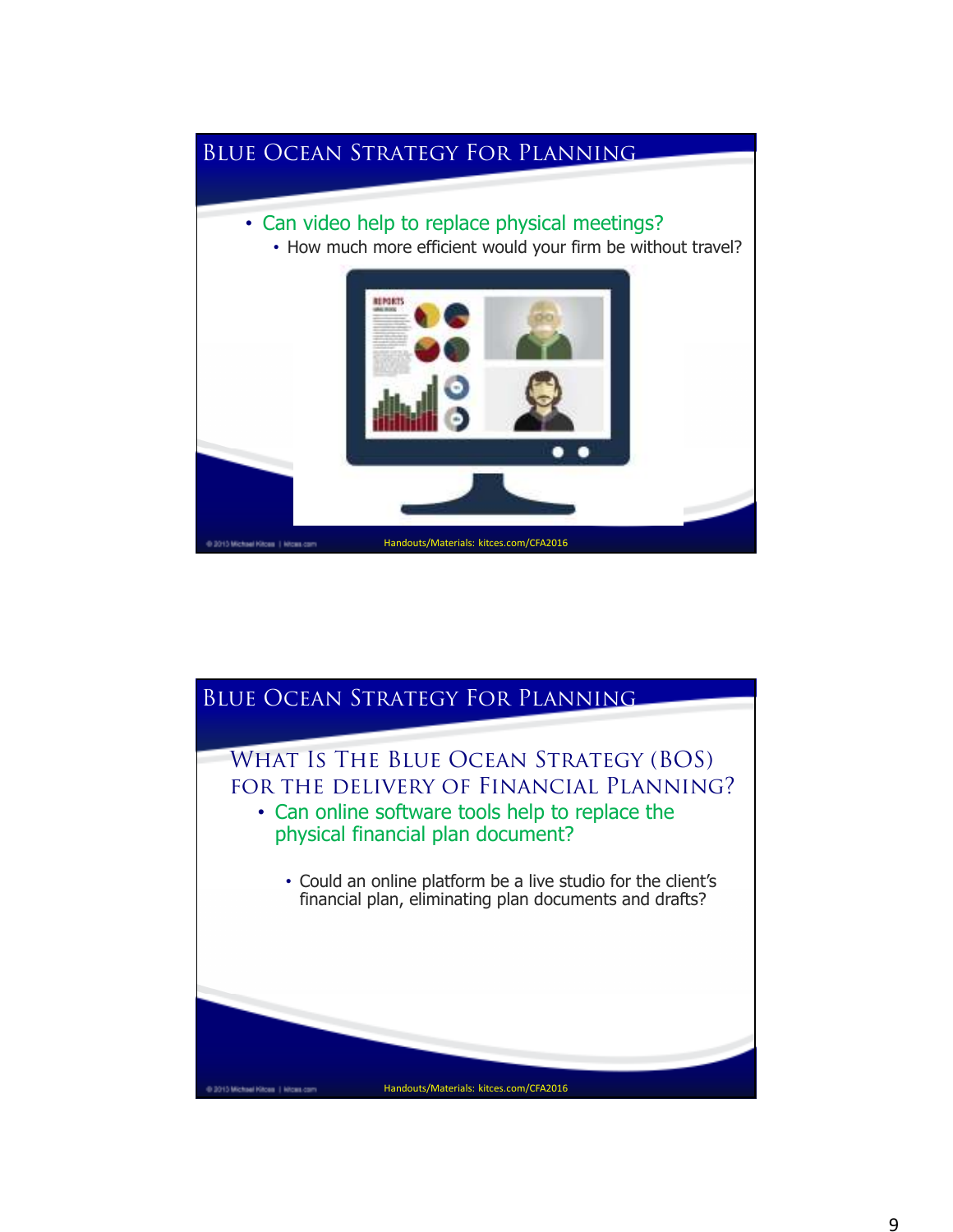## Blue Ocean Strategy For Planning

- Can video help to replace physical meetings?
  - How much more efficient would your firm be without travel?

Handouts/Materials: kitces.com/CFA2016

## Blue Ocean Strategy For Planning

### What Is The Blue Ocean Strategy (BOS) for the Delivery of Financial Planning?

- Can online software tools help to replace the physical financial plan document?
  - Could an online platform be a live studio for the client's financial plan, eliminating plan documents and drafts?

Handouts/Materials: kitces.com/CFA2016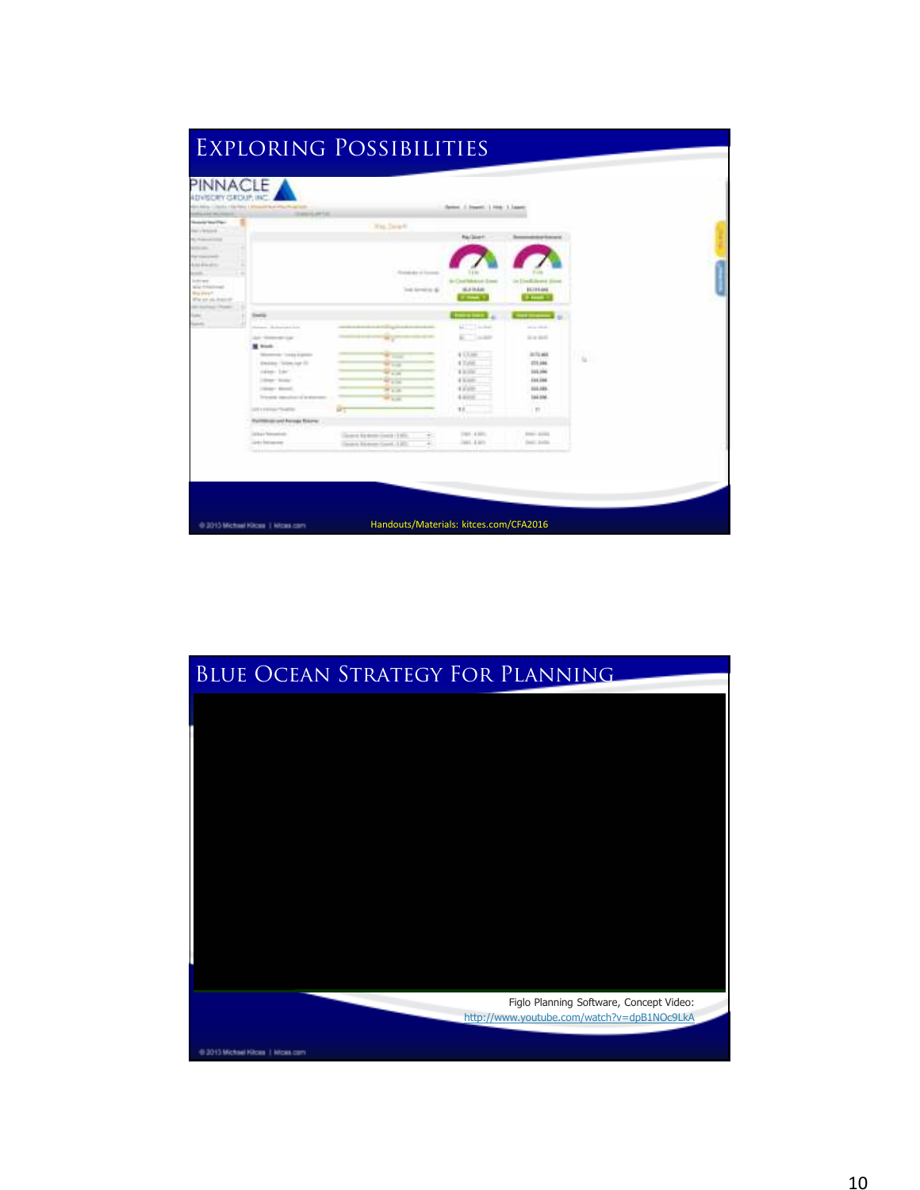# Exploring Possibilities

Handouts/Materials: kitces.com/CFA2016

# Blue Ocean Strategy For Planning

Figlo Planning Software, Concept Video: http://www.youtube.com/watch?v=dpB1NOc9LkA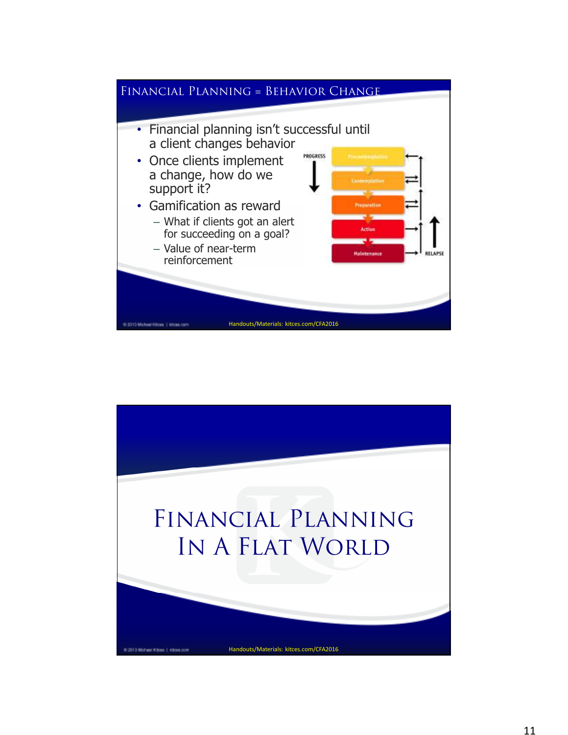## Financial Planning = Behavior Change

- Financial planning isn't successful until a client changes behavior
- Once clients implement a change, how do we support it?
- Gamification as reward
  - What if clients got an alert for succeeding on a goal?
  - Value of near-term reinforcement

PROGRESS

Precontemplation

Contemplation

Preparation

Action

Maintenance

RELAPSE

Handouts/Materials: kitces.com/CFA2016

# Financial Planning In A Flat World

Handouts/Materials: kitces.com/CFA2016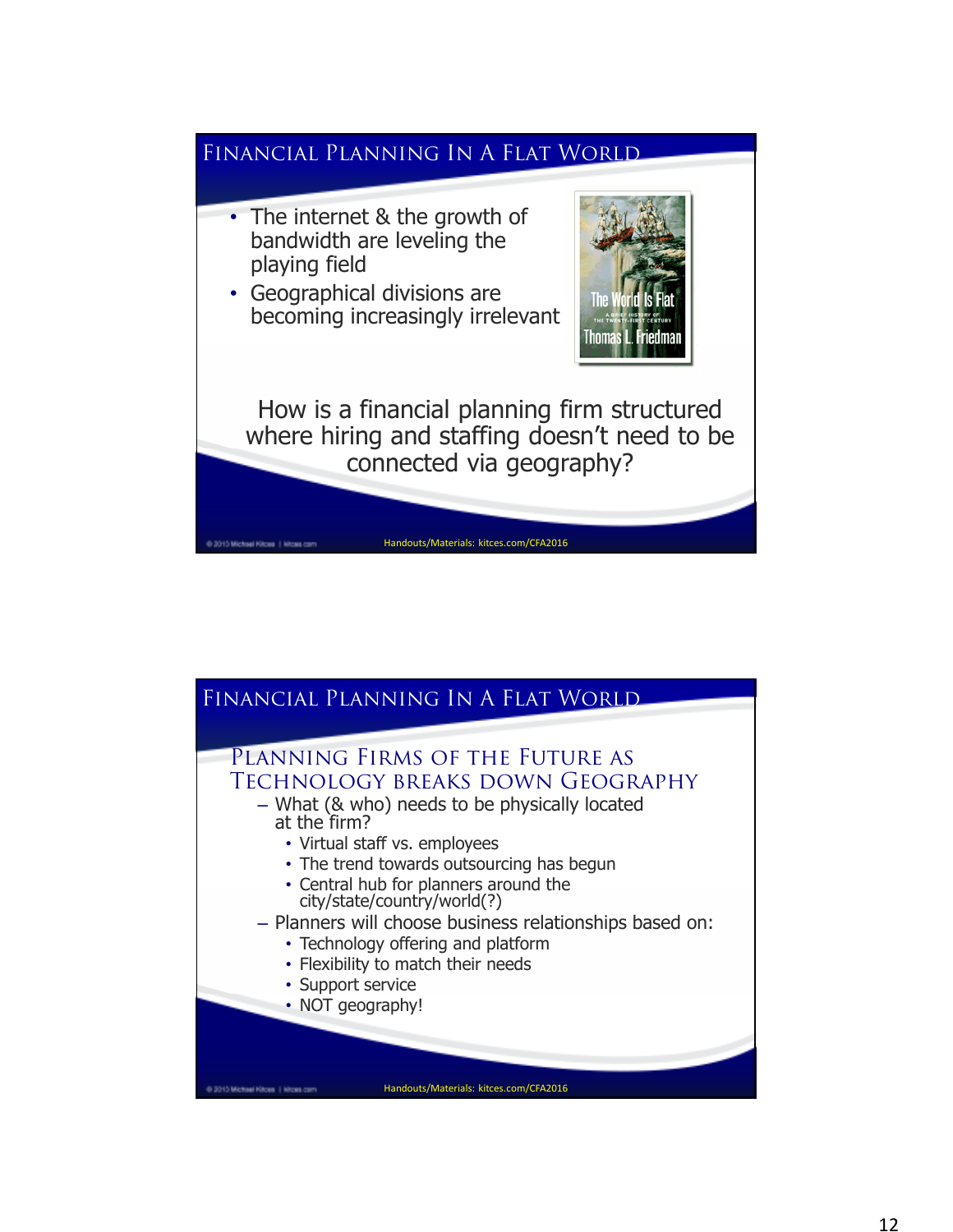## Financial Planning In A Flat World

- The internet & the growth of bandwidth are leveling the playing field
- Geographical divisions are becoming increasingly irrelevant

How is a financial planning firm structured where hiring and staffing doesn't need to be connected via geography?

Handouts/Materials: kitces.com/CFA2016

## Financial Planning In A Flat World

### Planning Firms of the Future as Technology Breaks Down Geography

- What (& who) needs to be physically located at the firm?
  - Virtual staff vs. employees
  - The trend towards outsourcing has begun
  - Central hub for planners around the city/state/country/world(?)
- Planners will choose business relationships based on:
  - Technology offering and platform
  - Flexibility to match their needs
  - Support service
  - NOT geography!

Handouts/Materials: kitces.com/CFA2016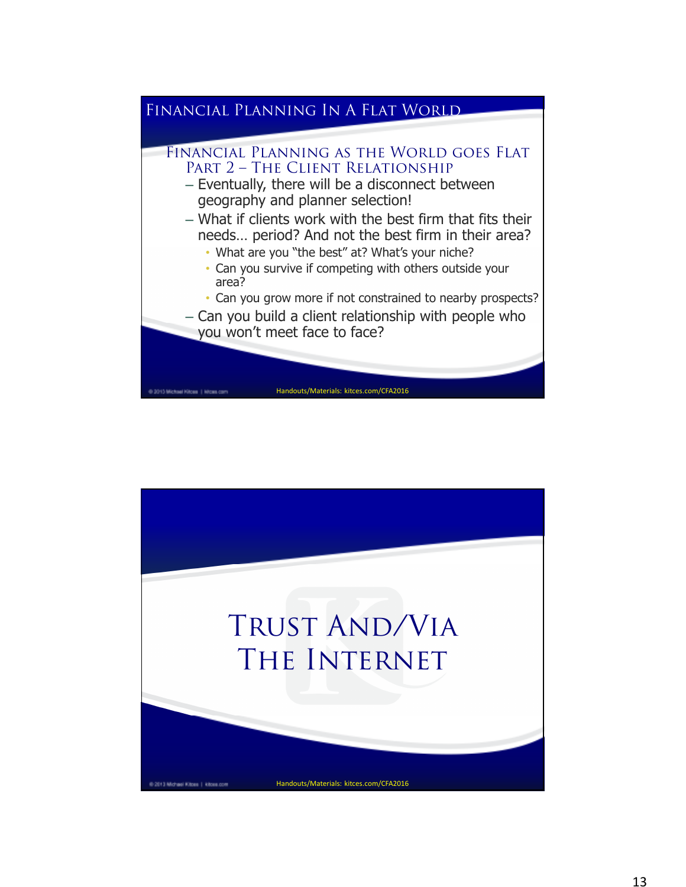## Financial Planning In A Flat World

### Financial Planning as the World goes Flat Part 2 – The Client Relationship

- Eventually, there will be a disconnect between geography and planner selection!
- What if clients work with the best firm that fits their needs… period? And not the best firm in their area?
  - What are you "the best" at? What's your niche?
  - Can you survive if competing with others outside your area?
  - Can you grow more if not constrained to nearby prospects?
- Can you build a client relationship with people who you won't meet face to face?

Handouts/Materials: kitces.com/CFA2016

## Trust And/Via The Internet

Handouts/Materials: kitces.com/CFA2016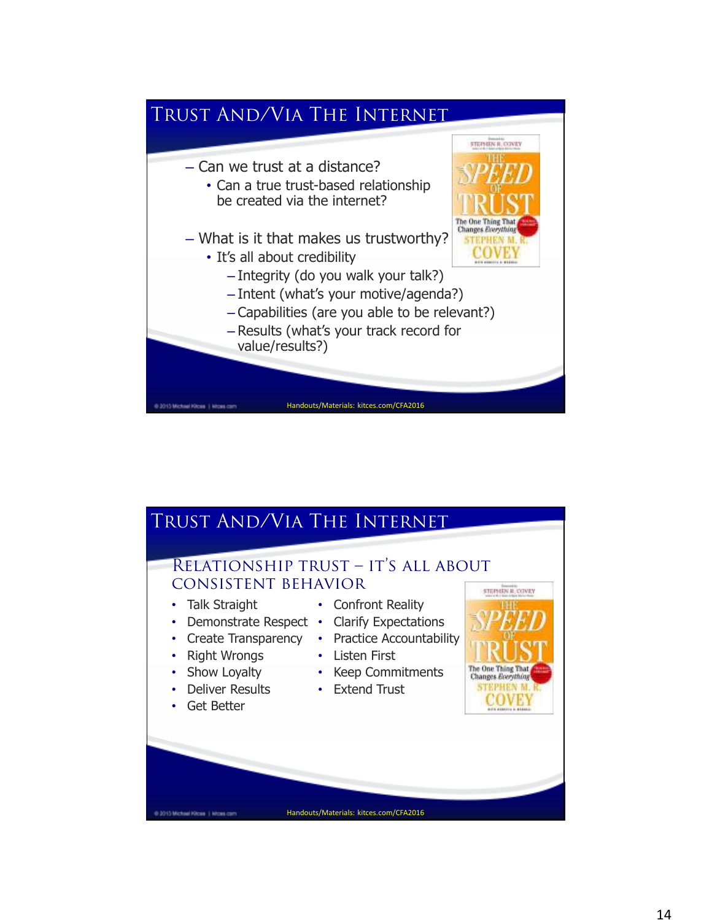## Trust And/Via The Internet

- Can we trust at a distance?
  - Can a true trust-based relationship be created via the internet?
- What is it that makes us trustworthy?
  - It's all about credibility
    - Integrity (do you walk your talk?)
    - Intent (what's your motive/agenda?)
    - Capabilities (are you able to be relevant?)
    - Results (what's your track record for value/results?)

Handouts/Materials: kitces.com/CFA2016

## Trust And/Via The Internet

### Relationship Trust – It's All About Consistent Behavior

- Talk Straight
- Demonstrate Respect
- Create Transparency
- Right Wrongs
- Show Loyalty
- Deliver Results
- Get Better
- Confront Reality
- Clarify Expectations
- Practice Accountability
- Listen First
- Keep Commitments
- Extend Trust

Handouts/Materials: kitces.com/CFA2016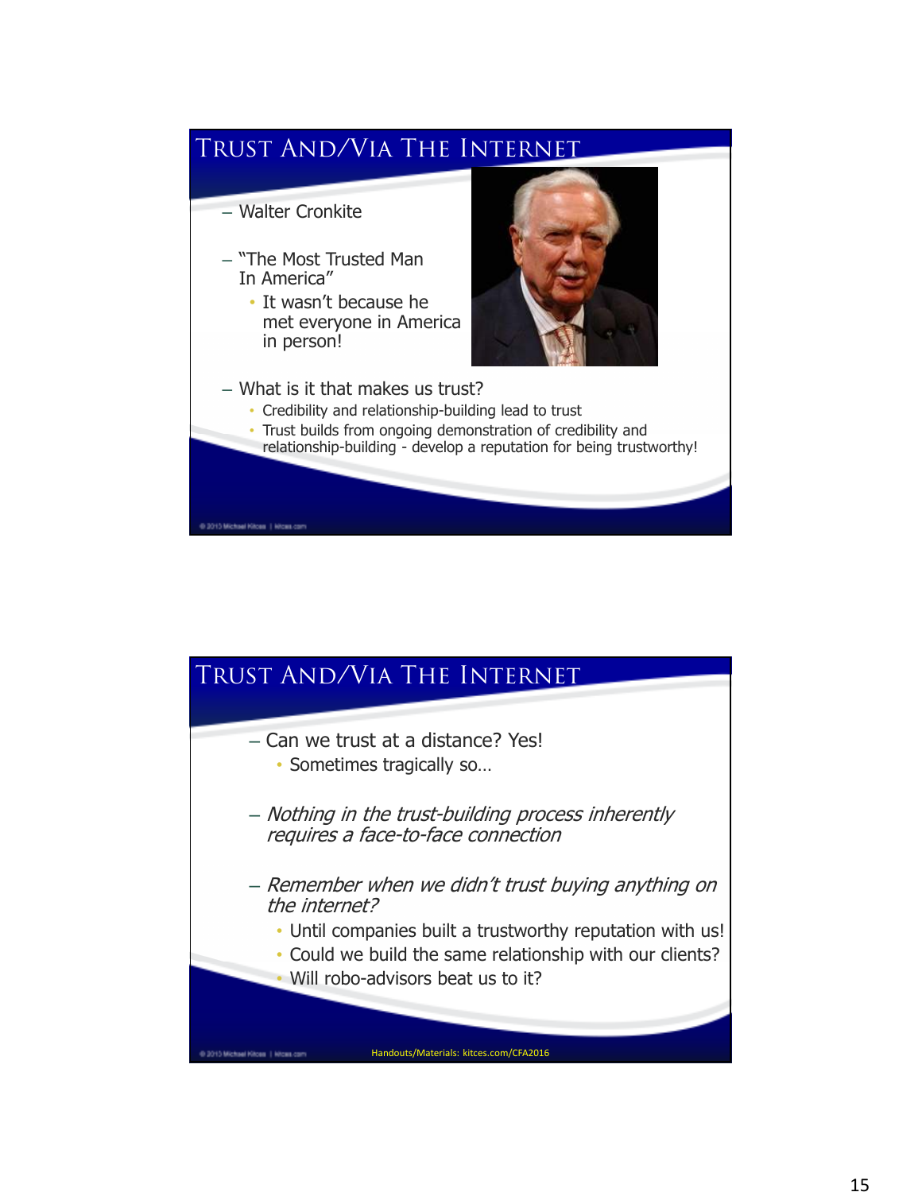## Trust And/Via The Internet

- Walter Cronkite
- "The Most Trusted Man In America"
  - It wasn't because he met everyone in America in person!
- What is it that makes us trust?
  - Credibility and relationship-building lead to trust
  - Trust builds from ongoing demonstration of credibility and relationship-building - develop a reputation for being trustworthy!

## Trust And/Via The Internet

- Can we trust at a distance? Yes!
  - Sometimes tragically so…
- *Nothing in the trust-building process inherently requires a face-to-face connection*
- *Remember when we didn't trust buying anything on the internet?*
  - Until companies built a trustworthy reputation with us!
  - Could we build the same relationship with our clients?
  - Will robo-advisors beat us to it?

Handouts/Materials: kitces.com/CFA2016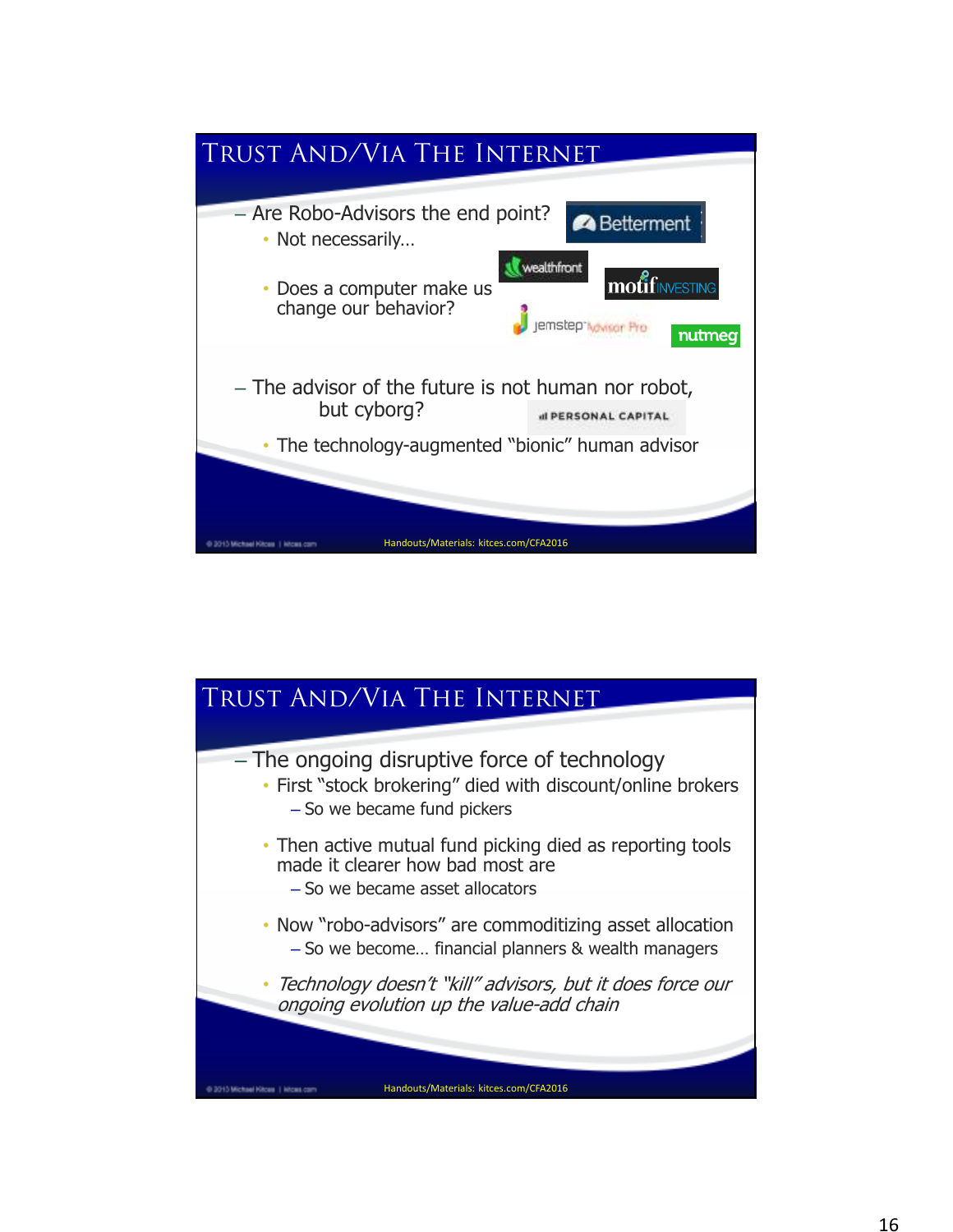## Trust And/Via The Internet

- Are Robo-Advisors the end point?
  - Not necessarily…
  - Does a computer make us change our behavior?
- The advisor of the future is not human nor robot, but cyborg?
  - The technology-augmented "bionic" human advisor

Betterment | wealthfront | motif INVESTING | jemstep Advisor Pro | nutmeg | PERSONAL CAPITAL

Handouts/Materials: kitces.com/CFA2016

## Trust And/Via The Internet

- The ongoing disruptive force of technology
  - First "stock brokering" died with discount/online brokers
    - So we became fund pickers
  - Then active mutual fund picking died as reporting tools made it clearer how bad most are
    - So we became asset allocators
  - Now "robo-advisors" are commoditizing asset allocation
    - So we become… financial planners & wealth managers
  - *Technology doesn't "kill" advisors, but it does force our ongoing evolution up the value-add chain*

Handouts/Materials: kitces.com/CFA2016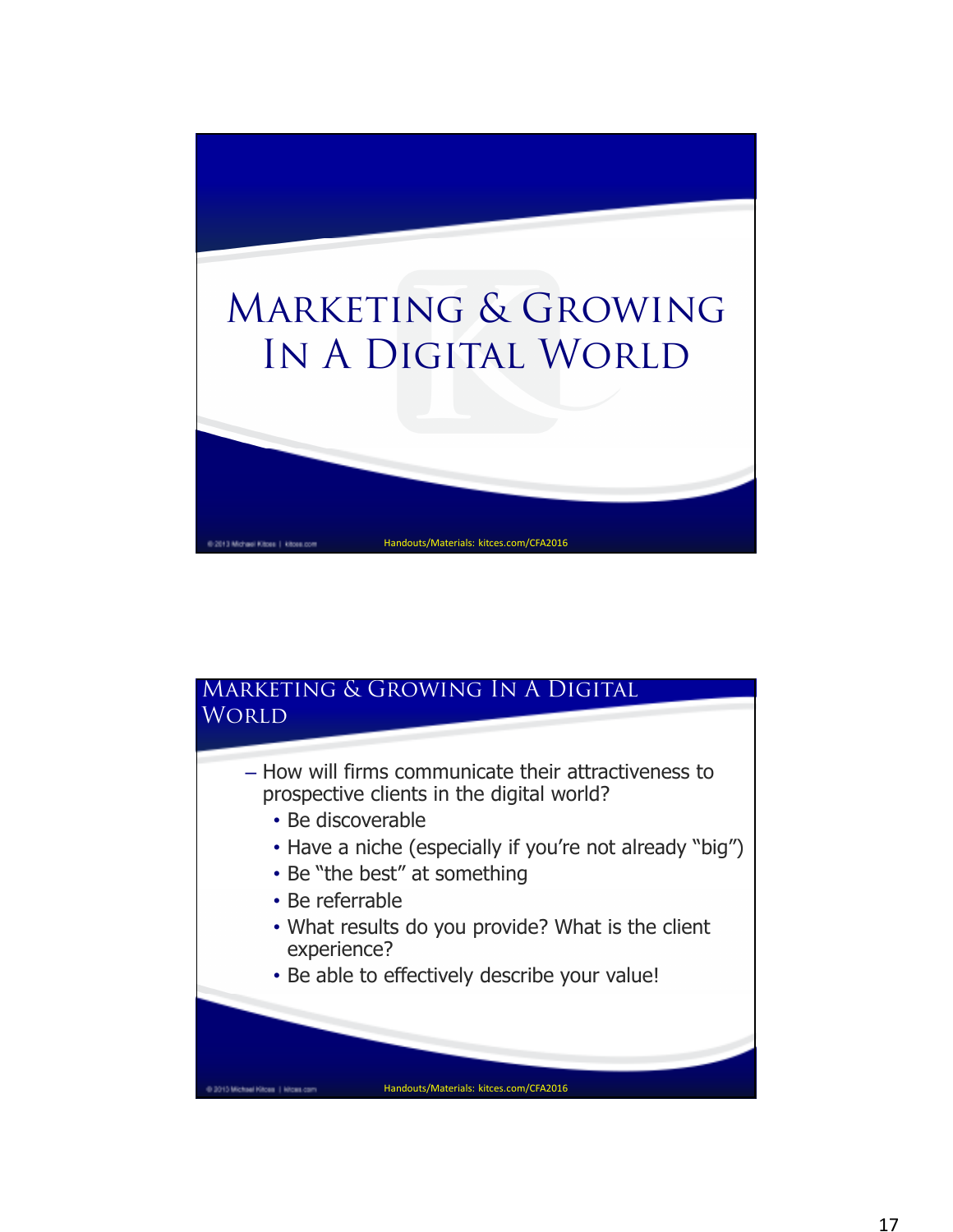# Marketing & Growing In A Digital World

Handouts/Materials: kitces.com/CFA2016

## Marketing & Growing In A Digital World

- How will firms communicate their attractiveness to prospective clients in the digital world?
  - Be discoverable
  - Have a niche (especially if you're not already "big")
  - Be "the best" at something
  - Be referrable
  - What results do you provide? What is the client experience?
  - Be able to effectively describe your value!

Handouts/Materials: kitces.com/CFA2016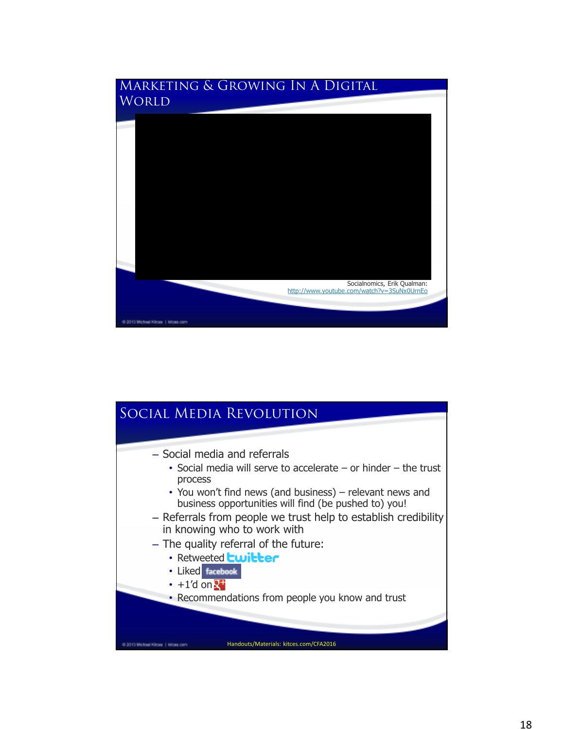## Marketing & Growing In A Digital World

Socialnomics, Erik Qualman: http://www.youtube.com/watch?v=3SuNx0UrnEo

## Social Media Revolution

- Social media and referrals
  - Social media will serve to accelerate – or hinder – the trust process
  - You won't find news (and business) – relevant news and business opportunities will find (be pushed to) you!
- Referrals from people we trust help to establish credibility in knowing who to work with
- The quality referral of the future:
  - Retweeted twitter
  - Liked facebook
  - +1'd on g+
  - Recommendations from people you know and trust

Handouts/Materials: kitces.com/CFA2016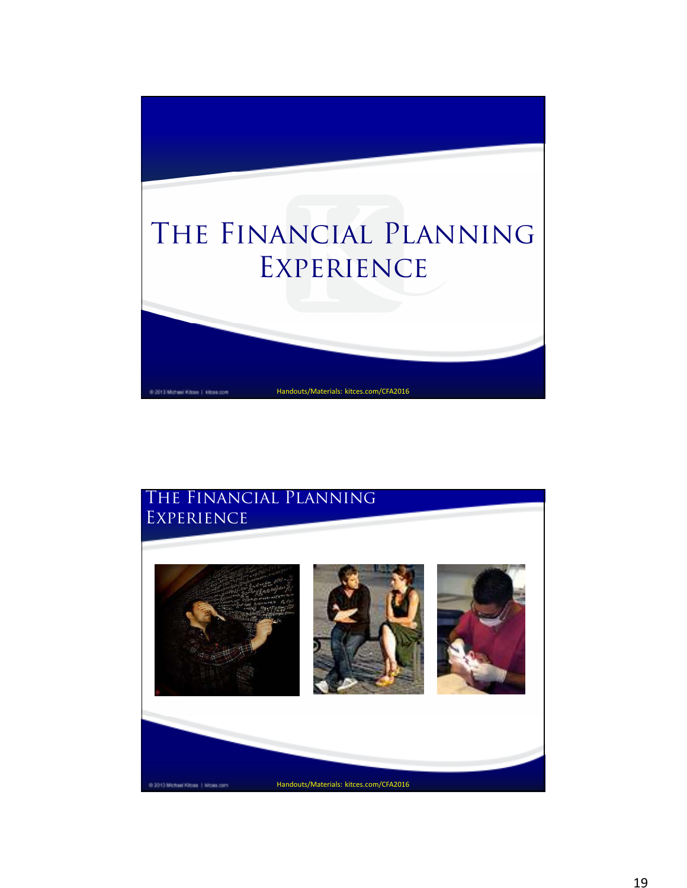# The Financial Planning Experience

Handouts/Materials: kitces.com/CFA2016

# The Financial Planning Experience

Handouts/Materials: kitces.com/CFA2016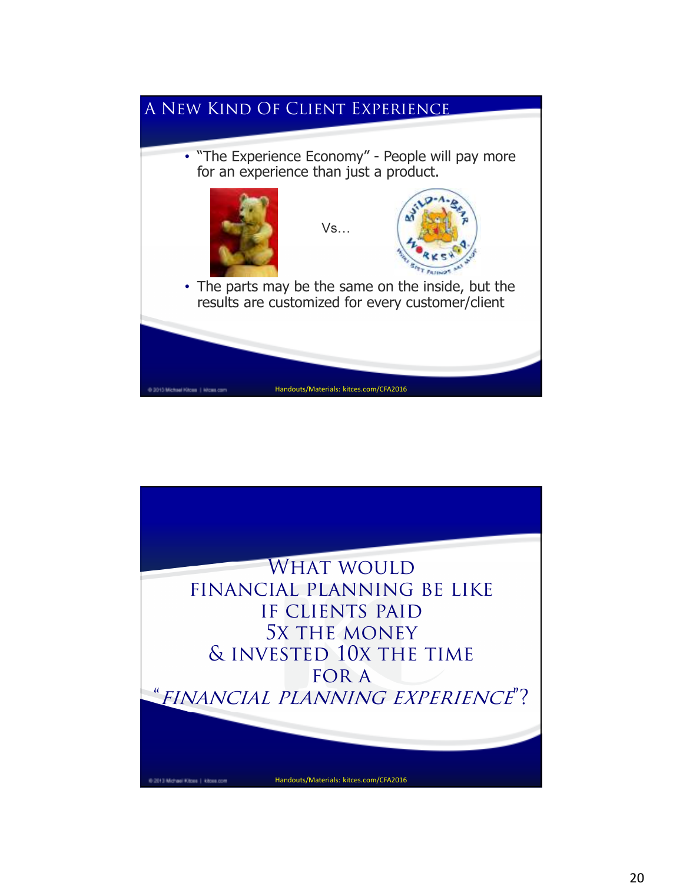## A New Kind Of Client Experience

- "The Experience Economy" - People will pay more for an experience than just a product.

Vs…

- The parts may be the same on the inside, but the results are customized for every customer/client

Handouts/Materials: kitces.com/CFA2016

## What would financial planning be like if clients paid 5x the money & invested 10x the time for a "*financial planning experience*"?

Handouts/Materials: kitces.com/CFA2016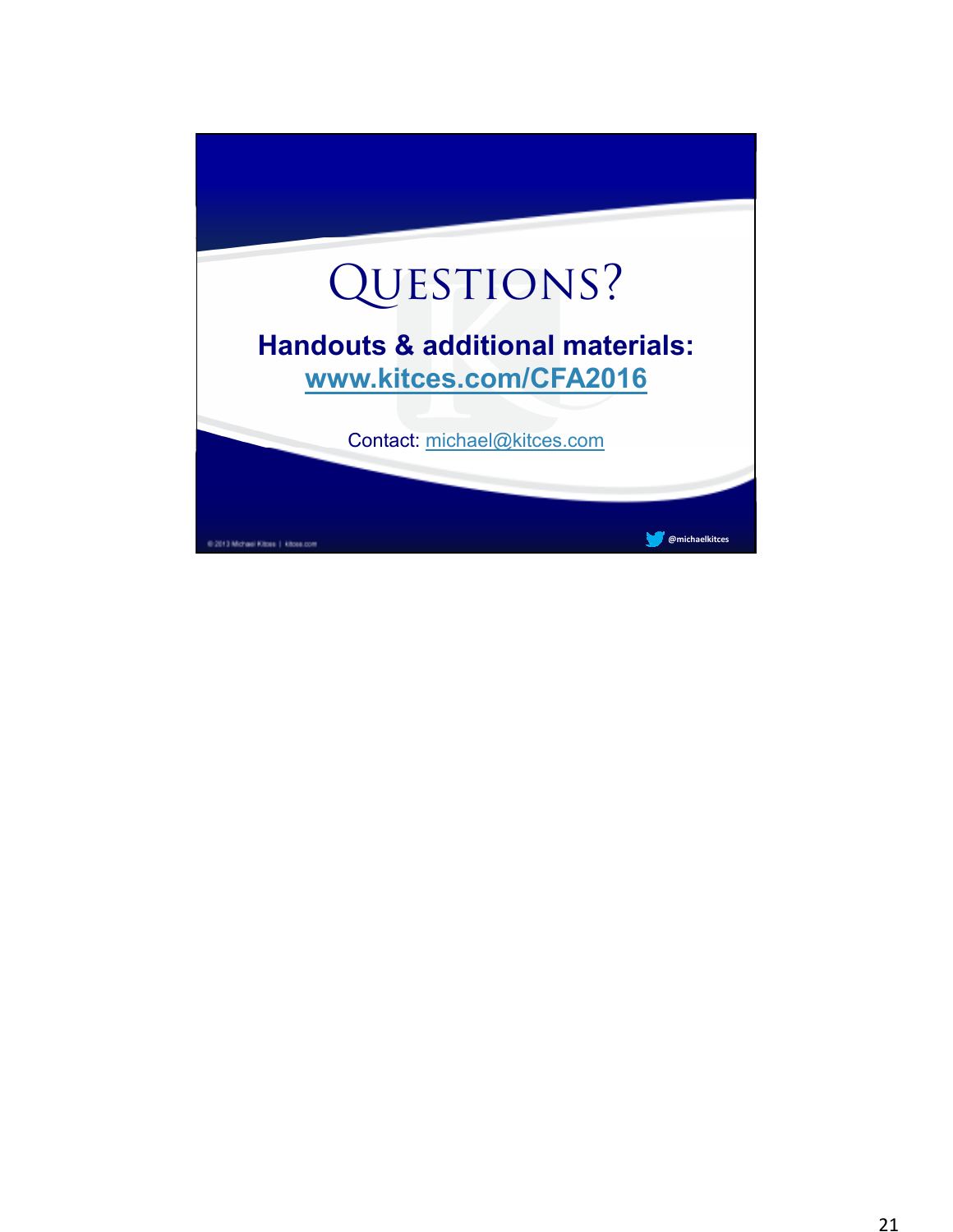# Questions?

**Handouts & additional materials:**
**www.kitces.com/CFA2016**

Contact: michael@kitces.com

© 2013 Michael Kitces | kitces.com

@michaelkitces